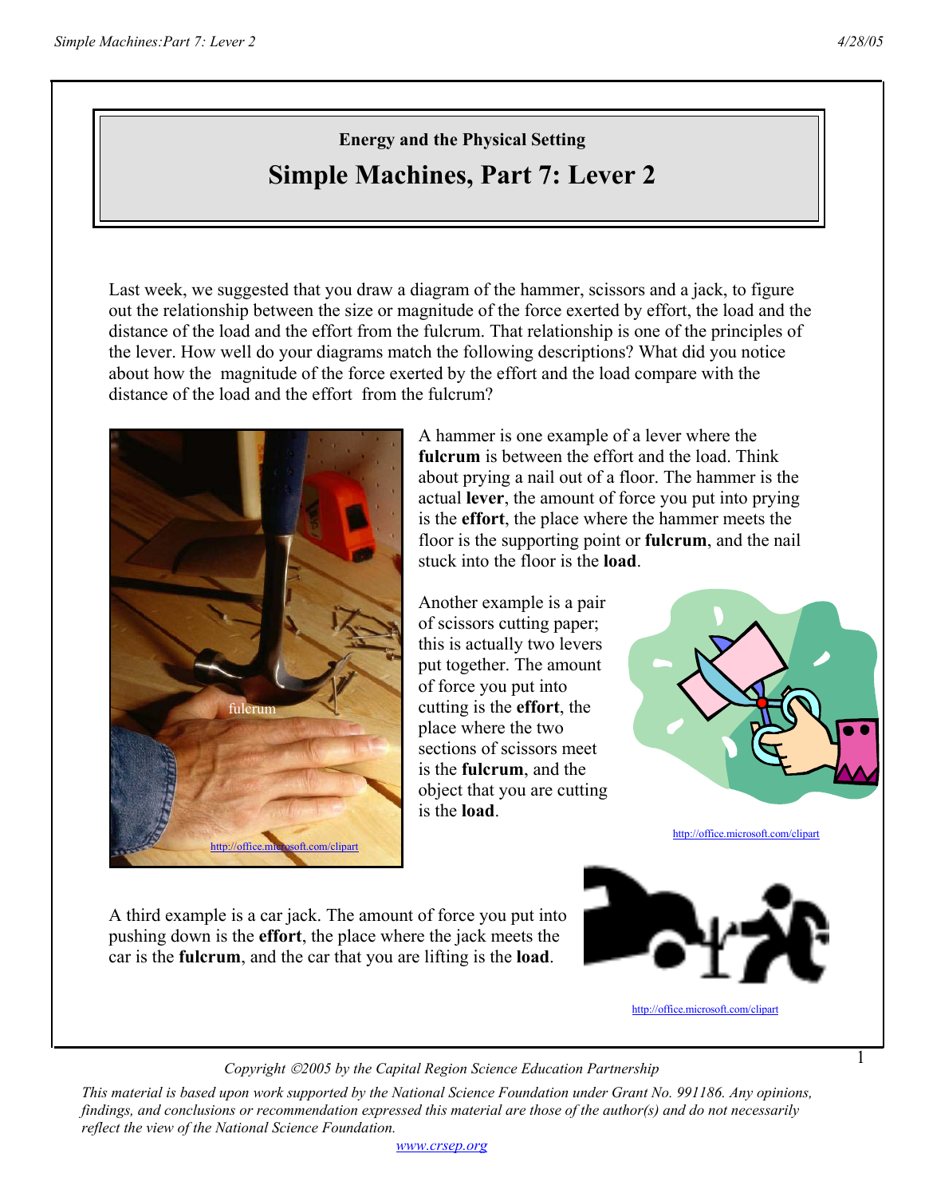**Energy and the Physical Setting**

# Simple Machines, Part 7: Lever 2

Last week, we suggested that you draw a diagram of the hammer, scissors and a jack, to figure out the relationship between the size or magnitude of the force exerted by effort, the load and the distance of the load and the effort from the fulcrum. That relationship is one of the principles of the lever. How well do your diagrams match the following descriptions? What did you notice about how the magnitude of the force exerted by the effort and the load compare with the distance of the load and the effort from the fulcrum?

fulcrum

http://office.microsoft.com/clipart

A hammer is one example of a lever where the **fulcrum** is between the effort and the load. Think about prying a nail out of a floor. The hammer is the actual **lever**, the amount of force you put into prying is the **effort**, the place where the hammer meets the floor is the supporting point or **fulcrum**, and the nail stuck into the floor is the **load**.

Another example is a pair of scissors cutting paper; this is actually two levers put together. The amount of force you put into cutting is the **effort**, the place where the two sections of scissors meet is the **fulcrum**, and the object that you are cutting is the **load**.

http://office.microsoft.com/clipart

A third example is a car jack. The amount of force you put into pushing down is the **effort**, the place where the jack meets the car is the **fulcrum**, and the car that you are lifting is the **load**.

http://office.microsoft.com/clipart

*Copyright ©2005 by the Capital Region Science Education Partnership*

*This material is based upon work supported by the National Science Foundation under Grant No. 991186. Any opinions, findings, and conclusions or recommendation expressed this material are those of the author(s) and do not necessarily reflect the view of the National Science Foundation.*

www.crsep.org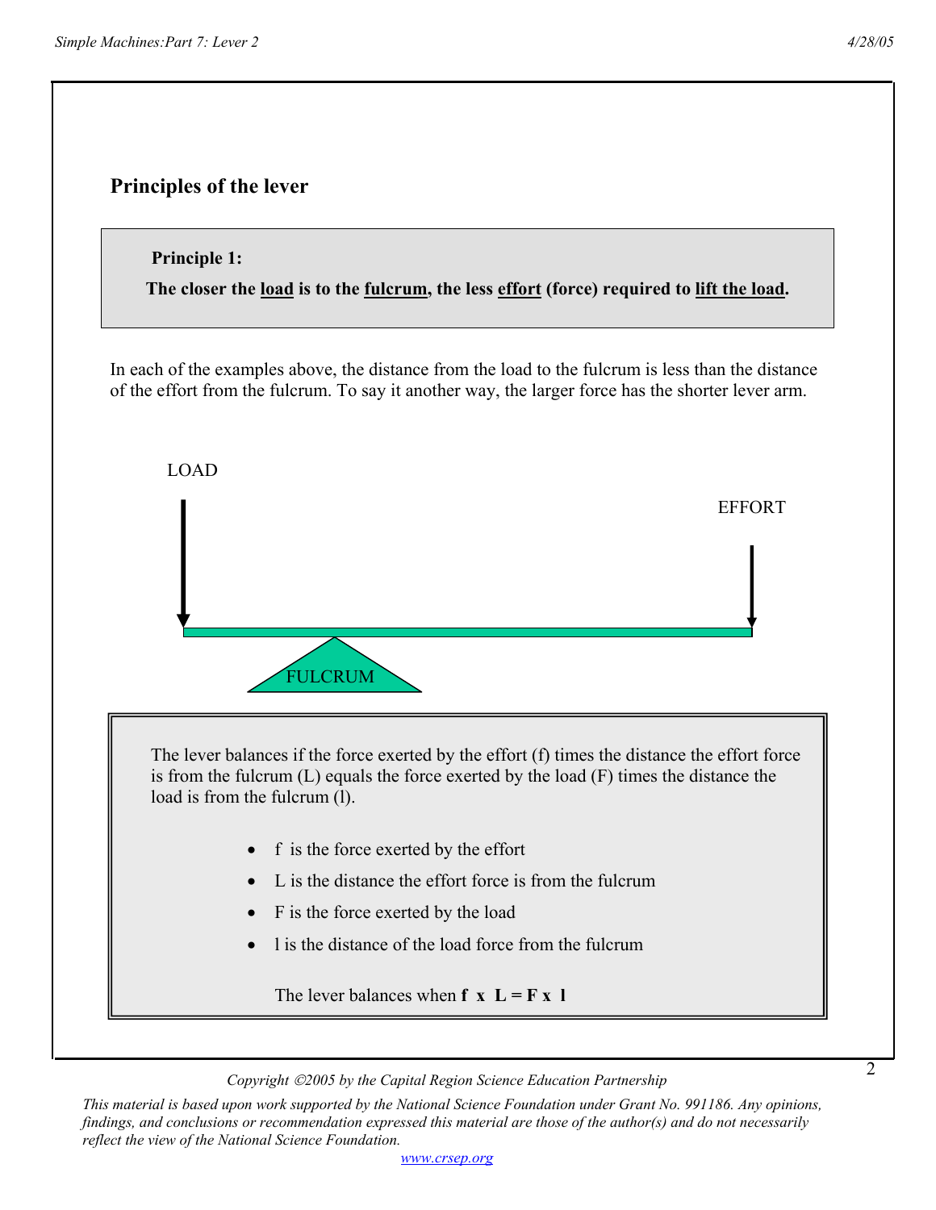## Principles of the lever

**Principle 1:**

**The closer the <u>load</u> is to the <u>fulcrum</u>, the less <u>effort</u> (force) required to <u>lift the load</u>.**

In each of the examples above, the distance from the load to the fulcrum is less than the distance of the effort from the fulcrum. To say it another way, the larger force has the shorter lever arm.

LOAD

EFFORT

FULCRUM

The lever balances if the force exerted by the effort (f) times the distance the effort force is from the fulcrum (L) equals the force exerted by the load (F) times the distance the load is from the fulcrum (l).

- f is the force exerted by the effort
- L is the distance the effort force is from the fulcrum
- F is the force exerted by the load
- l is the distance of the load force from the fulcrum

The lever balances when $\mathbf{f \times L = F \times l}$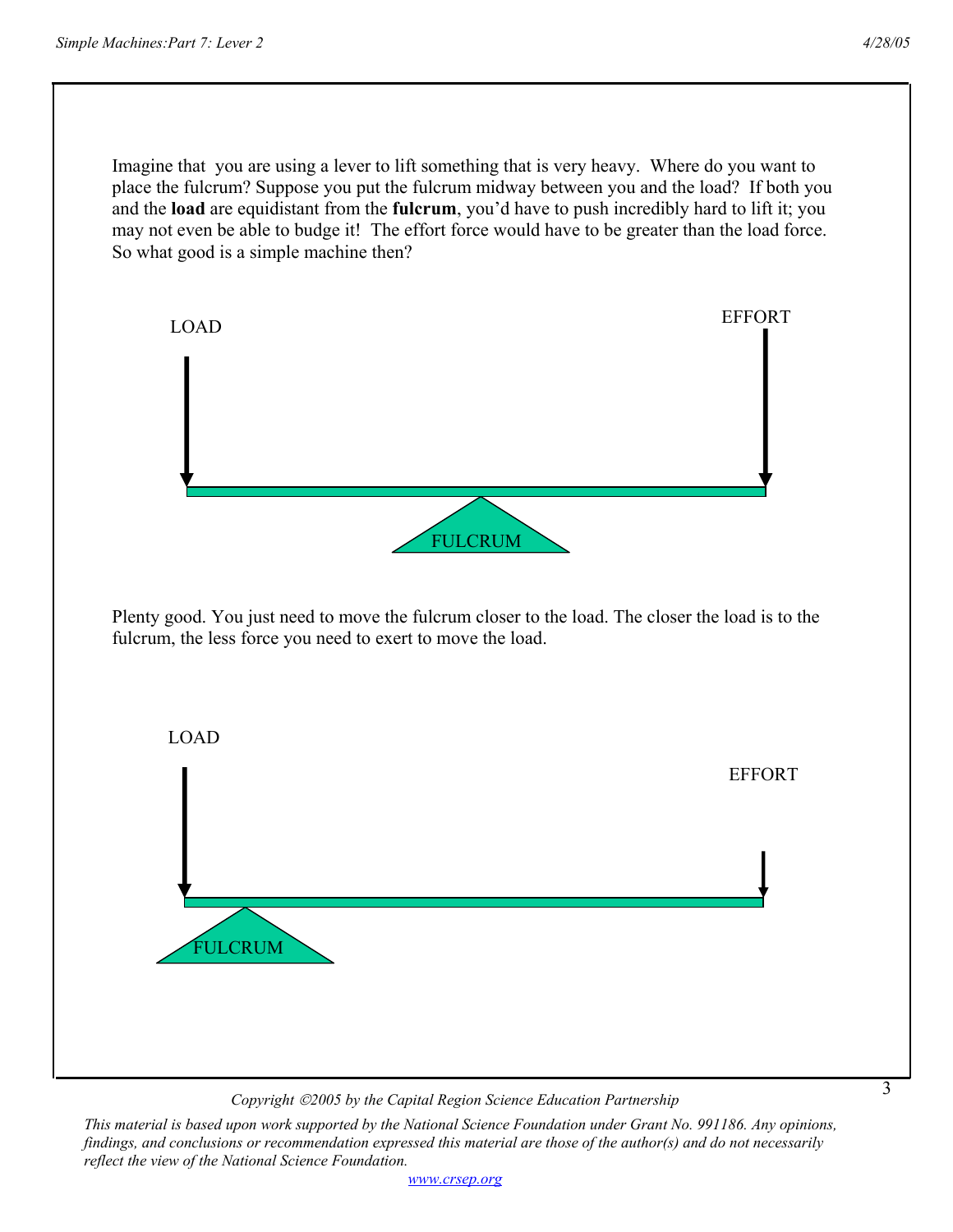Imagine that you are using a lever to lift something that is very heavy. Where do you want to place the fulcrum? Suppose you put the fulcrum midway between you and the load? If both you and the **load** are equidistant from the **fulcrum**, you'd have to push incredibly hard to lift it; you may not even be able to budge it! The effort force would have to be greater than the load force. So what good is a simple machine then?

LOAD

EFFORT

FULCRUM

Plenty good. You just need to move the fulcrum closer to the load. The closer the load is to the fulcrum, the less force you need to exert to move the load.

LOAD

EFFORT

FULCRUM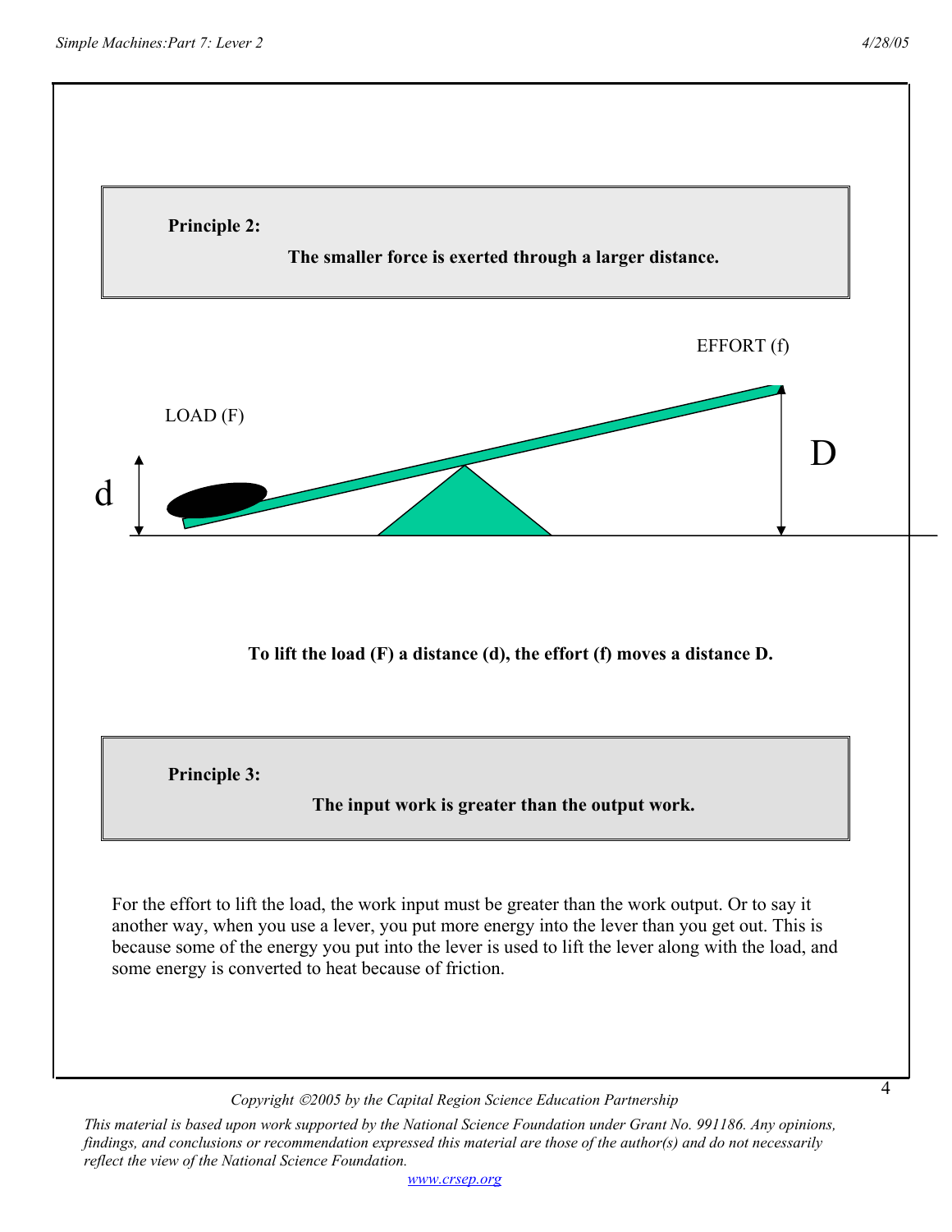**Principle 2:**

**The smaller force is exerted through a larger distance.**

EFFORT (f)

LOAD (F)

D

d

**To lift the load (F) a distance (d), the effort (f) moves a distance D.**

**Principle 3:**

**The input work is greater than the output work.**

For the effort to lift the load, the work input must be greater than the work output. Or to say it another way, when you use a lever, you put more energy into the lever than you get out. This is because some of the energy you put into the lever is used to lift the lever along with the load, and some energy is converted to heat because of friction.

*Copyright ©2005 by the Capital Region Science Education Partnership*

*This material is based upon work supported by the National Science Foundation under Grant No. 991186. Any opinions, findings, and conclusions or recommendation expressed this material are those of the author(s) and do not necessarily reflect the view of the National Science Foundation.*

www.crsep.org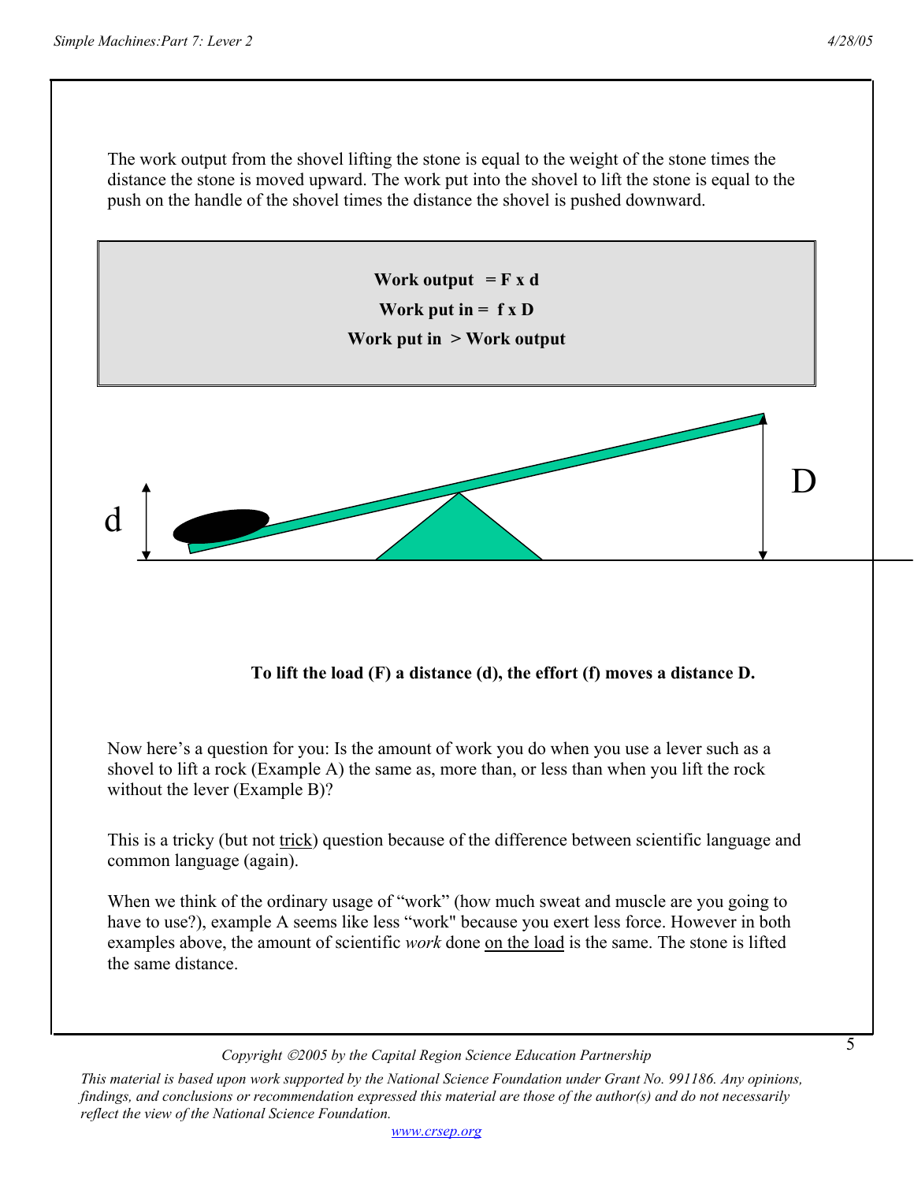The work output from the shovel lifting the stone is equal to the weight of the stone times the distance the stone is moved upward. The work put into the shovel to lift the stone is equal to the push on the handle of the shovel times the distance the shovel is pushed downward.

**Work output = F x d**

**Work put in = f x D**

**Work put in > Work output**

d

D

**To lift the load (F) a distance (d), the effort (f) moves a distance D.**

Now here's a question for you: Is the amount of work you do when you use a lever such as a shovel to lift a rock (Example A) the same as, more than, or less than when you lift the rock without the lever (Example B)?

This is a tricky (but not trick) question because of the difference between scientific language and common language (again).

When we think of the ordinary usage of "work" (how much sweat and muscle are you going to have to use?), example A seems like less "work" because you exert less force. However in both examples above, the amount of scientific *work* done on the load is the same. The stone is lifted the same distance.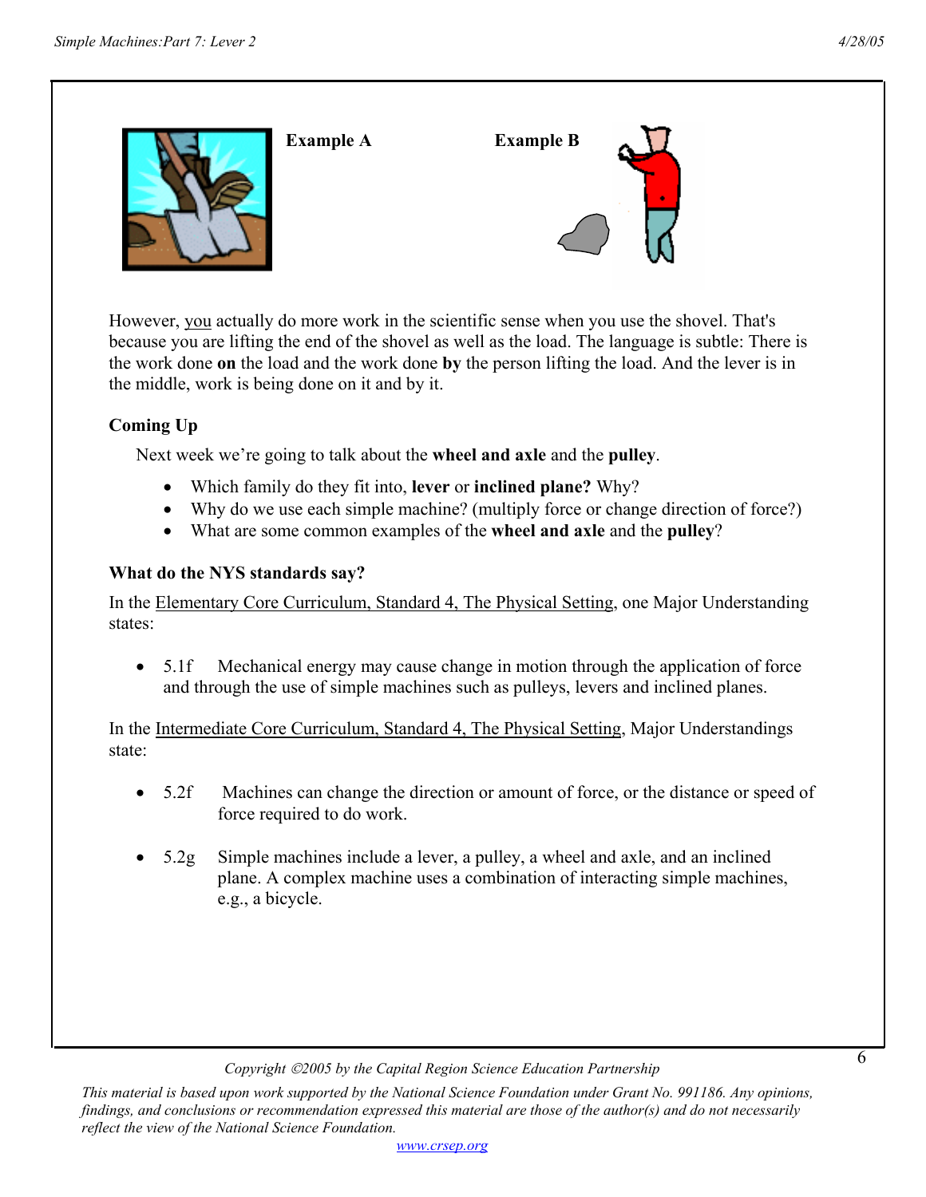**Example A** **Example B**

However, <u>you</u> actually do more work in the scientific sense when you use the shovel. That's because you are lifting the end of the shovel as well as the load. The language is subtle: There is the work done **on** the load and the work done **by** the person lifting the load. And the lever is in the middle, work is being done on it and by it.

### Coming Up

Next week we're going to talk about the **wheel and axle** and the **pulley**.

- Which family do they fit into, **lever** or **inclined plane?** Why?
- Why do we use each simple machine? (multiply force or change direction of force?)
- What are some common examples of the **wheel and axle** and the **pulley**?

### What do the NYS standards say?

In the <u>Elementary Core Curriculum, Standard 4, The Physical Setting</u>, one Major Understanding states:

- 5.1f Mechanical energy may cause change in motion through the application of force and through the use of simple machines such as pulleys, levers and inclined planes.

In the <u>Intermediate Core Curriculum, Standard 4, The Physical Setting</u>, Major Understandings state:

- 5.2f Machines can change the direction or amount of force, or the distance or speed of force required to do work.
- 5.2g Simple machines include a lever, a pulley, a wheel and axle, and an inclined plane. A complex machine uses a combination of interacting simple machines, e.g., a bicycle.

*Copyright ©2005 by the Capital Region Science Education Partnership*

*This material is based upon work supported by the National Science Foundation under Grant No. 991186. Any opinions, findings, and conclusions or recommendation expressed this material are those of the author(s) and do not necessarily reflect the view of the National Science Foundation.*

www.crsep.org